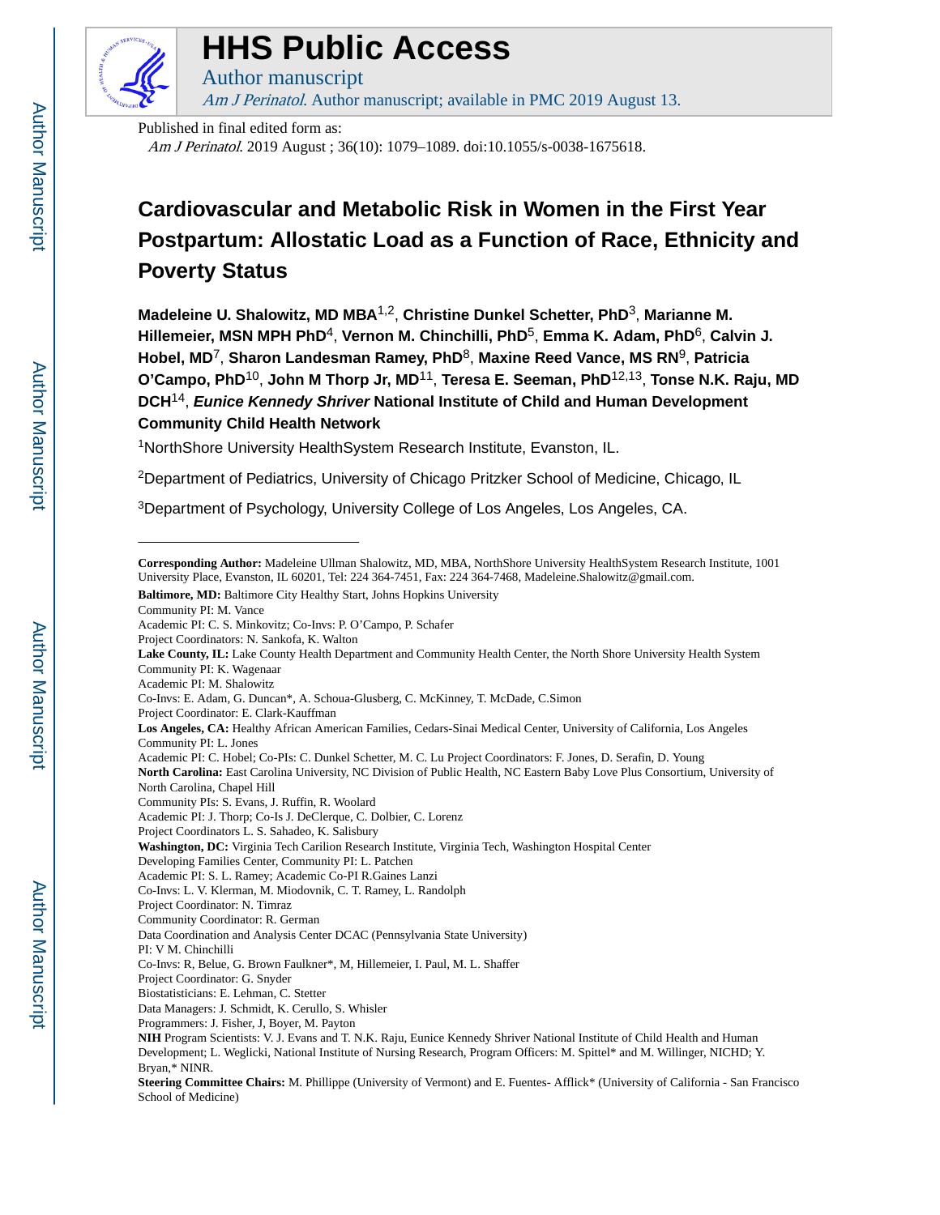# HHS Public Access

Author manuscript

*Am J Perinatol*. Author manuscript; available in PMC 2019 August 13.

Published in final edited form as:

*Am J Perinatol*. 2019 August ; 36(10): 1079–1089. doi:10.1055/s-0038-1675618.

## Cardiovascular and Metabolic Risk in Women in the First Year Postpartum: Allostatic Load as a Function of Race, Ethnicity and Poverty Status

**Madeleine U. Shalowitz, MD MBA**[1,2], **Christine Dunkel Schetter, PhD**[3], **Marianne M. Hillemeier, MSN MPH PhD**[4], **Vernon M. Chinchilli, PhD**[5], **Emma K. Adam, PhD**[6], **Calvin J. Hobel, MD**[7], **Sharon Landesman Ramey, PhD**[8], **Maxine Reed Vance, MS RN**[9], **Patricia O'Campo, PhD**[10], **John M Thorp Jr, MD**[11], **Teresa E. Seeman, PhD**[12,13], **Tonse N.K. Raju, MD DCH**[14], ***Eunice Kennedy Shriver* National Institute of Child and Human Development Community Child Health Network**

[1]NorthShore University HealthSystem Research Institute, Evanston, IL.

[2]Department of Pediatrics, University of Chicago Pritzker School of Medicine, Chicago, IL

[3]Department of Psychology, University College of Los Angeles, Los Angeles, CA.

---

**Corresponding Author:** Madeleine Ullman Shalowitz, MD, MBA, NorthShore University HealthSystem Research Institute, 1001 University Place, Evanston, IL 60201, Tel: 224 364-7451, Fax: 224 364-7468, Madeleine.Shalowitz@gmail.com.

**Baltimore, MD:** Baltimore City Healthy Start, Johns Hopkins University
Community PI: M. Vance
Academic PI: C. S. Minkovitz; Co-Invs: P. O'Campo, P. Schafer
Project Coordinators: N. Sankofa, K. Walton
**Lake County, IL:** Lake County Health Department and Community Health Center, the North Shore University Health System
Community PI: K. Wagenaar
Academic PI: M. Shalowitz
Co-Invs: E. Adam, G. Duncan*, A. Schoua-Glusberg, C. McKinney, T. McDade, C.Simon
Project Coordinator: E. Clark-Kauffman
**Los Angeles, CA:** Healthy African American Families, Cedars-Sinai Medical Center, University of California, Los Angeles
Community PI: L. Jones
Academic PI: C. Hobel; Co-PIs: C. Dunkel Schetter, M. C. Lu Project Coordinators: F. Jones, D. Serafin, D. Young
**North Carolina:** East Carolina University, NC Division of Public Health, NC Eastern Baby Love Plus Consortium, University of North Carolina, Chapel Hill
Community PIs: S. Evans, J. Ruffin, R. Woolard
Academic PI: J. Thorp; Co-Is J. DeClerque, C. Dolbier, C. Lorenz
Project Coordinators L. S. Sahadeo, K. Salisbury
**Washington, DC:** Virginia Tech Carilion Research Institute, Virginia Tech, Washington Hospital Center
Developing Families Center, Community PI: L. Patchen
Academic PI: S. L. Ramey; Academic Co-PI R.Gaines Lanzi
Co-Invs: L. V. Klerman, M. Miodovnik, C. T. Ramey, L. Randolph
Project Coordinator: N. Timraz
Community Coordinator: R. German
Data Coordination and Analysis Center DCAC (Pennsylvania State University)
PI: V M. Chinchilli
Co-Invs: R, Belue, G. Brown Faulkner*, M, Hillemeier, I. Paul, M. L. Shaffer
Project Coordinator: G. Snyder
Biostatisticians: E. Lehman, C. Stetter
Data Managers: J. Schmidt, K. Cerullo, S. Whisler
Programmers: J. Fisher, J, Boyer, M. Payton
**NIH** Program Scientists: V. J. Evans and T. N.K. Raju, Eunice Kennedy Shriver National Institute of Child Health and Human Development; L. Weglicki, National Institute of Nursing Research, Program Officers: M. Spittel* and M. Willinger, NICHD; Y. Bryan,* NINR.
**Steering Committee Chairs:** M. Phillippe (University of Vermont) and E. Fuentes- Afflick* (University of California - San Francisco School of Medicine)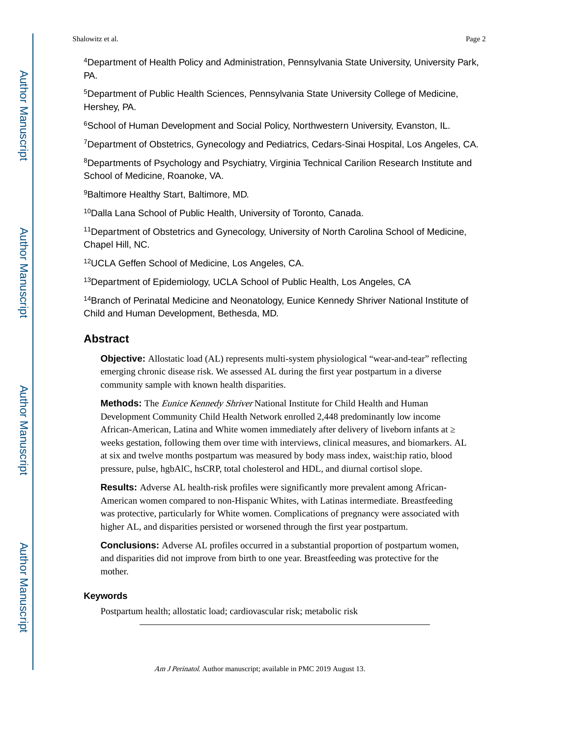[4]Department of Health Policy and Administration, Pennsylvania State University, University Park, PA.

[5]Department of Public Health Sciences, Pennsylvania State University College of Medicine, Hershey, PA.

[6]School of Human Development and Social Policy, Northwestern University, Evanston, IL.

[7]Department of Obstetrics, Gynecology and Pediatrics, Cedars-Sinai Hospital, Los Angeles, CA.

[8]Departments of Psychology and Psychiatry, Virginia Technical Carilion Research Institute and School of Medicine, Roanoke, VA.

[9]Baltimore Healthy Start, Baltimore, MD.

[10]Dalla Lana School of Public Health, University of Toronto, Canada.

[11]Department of Obstetrics and Gynecology, University of North Carolina School of Medicine, Chapel Hill, NC.

[12]UCLA Geffen School of Medicine, Los Angeles, CA.

[13]Department of Epidemiology, UCLA School of Public Health, Los Angeles, CA

[14]Branch of Perinatal Medicine and Neonatology, Eunice Kennedy Shriver National Institute of Child and Human Development, Bethesda, MD.

## Abstract

**Objective:** Allostatic load (AL) represents multi-system physiological "wear-and-tear" reflecting emerging chronic disease risk. We assessed AL during the first year postpartum in a diverse community sample with known health disparities.

**Methods:** The *Eunice Kennedy Shriver* National Institute for Child Health and Human Development Community Child Health Network enrolled 2,448 predominantly low income African-American, Latina and White women immediately after delivery of liveborn infants at ≥ weeks gestation, following them over time with interviews, clinical measures, and biomarkers. AL at six and twelve months postpartum was measured by body mass index, waist:hip ratio, blood pressure, pulse, hgbAlC, hsCRP, total cholesterol and HDL, and diurnal cortisol slope.

**Results:** Adverse AL health-risk profiles were significantly more prevalent among African-American women compared to non-Hispanic Whites, with Latinas intermediate. Breastfeeding was protective, particularly for White women. Complications of pregnancy were associated with higher AL, and disparities persisted or worsened through the first year postpartum.

**Conclusions:** Adverse AL profiles occurred in a substantial proportion of postpartum women, and disparities did not improve from birth to one year. Breastfeeding was protective for the mother.

### Keywords

Postpartum health; allostatic load; cardiovascular risk; metabolic risk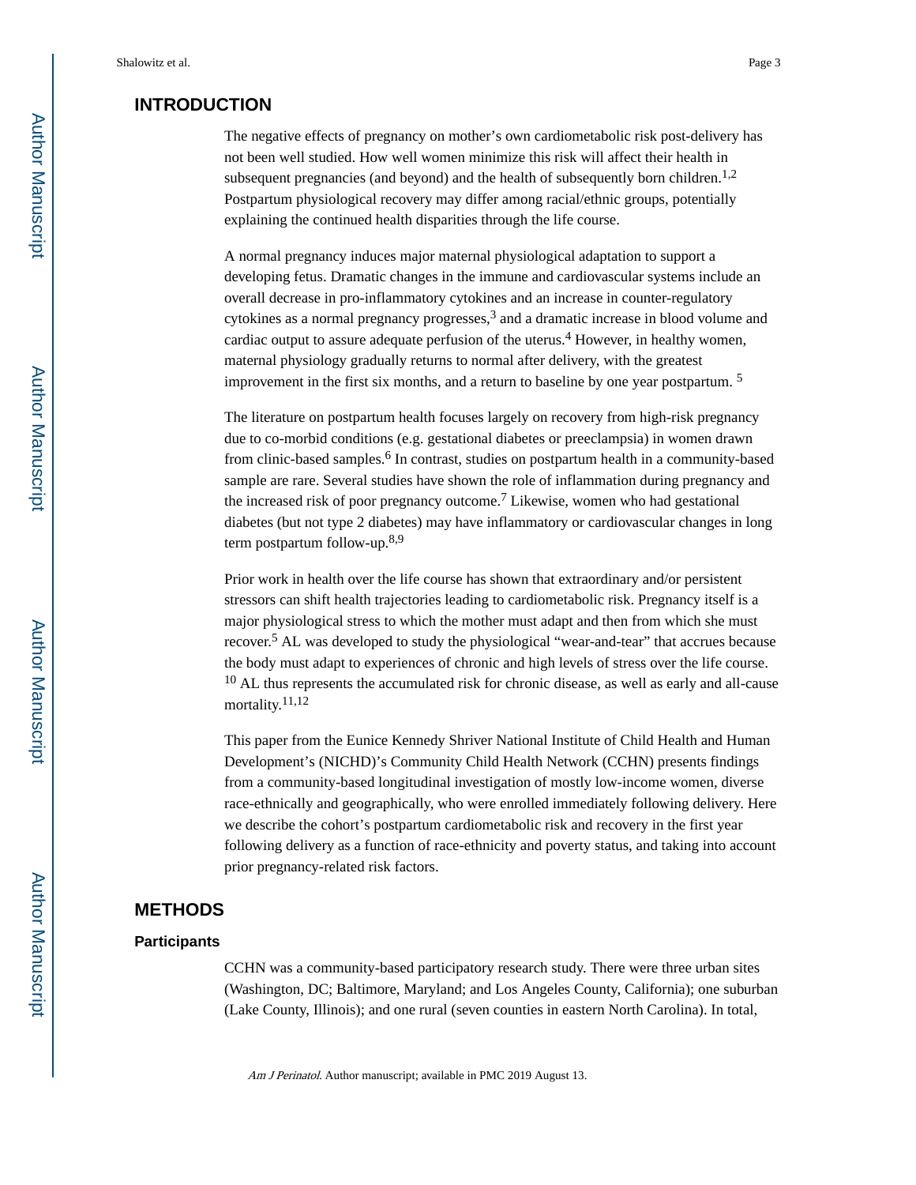## INTRODUCTION

The negative effects of pregnancy on mother's own cardiometabolic risk post-delivery has not been well studied. How well women minimize this risk will affect their health in subsequent pregnancies (and beyond) and the health of subsequently born children.[1,2] Postpartum physiological recovery may differ among racial/ethnic groups, potentially explaining the continued health disparities through the life course.

A normal pregnancy induces major maternal physiological adaptation to support a developing fetus. Dramatic changes in the immune and cardiovascular systems include an overall decrease in pro-inflammatory cytokines and an increase in counter-regulatory cytokines as a normal pregnancy progresses,[3] and a dramatic increase in blood volume and cardiac output to assure adequate perfusion of the uterus.[4] However, in healthy women, maternal physiology gradually returns to normal after delivery, with the greatest improvement in the first six months, and a return to baseline by one year postpartum. [5]

The literature on postpartum health focuses largely on recovery from high-risk pregnancy due to co-morbid conditions (e.g. gestational diabetes or preeclampsia) in women drawn from clinic-based samples.[6] In contrast, studies on postpartum health in a community-based sample are rare. Several studies have shown the role of inflammation during pregnancy and the increased risk of poor pregnancy outcome.[7] Likewise, women who had gestational diabetes (but not type 2 diabetes) may have inflammatory or cardiovascular changes in long term postpartum follow-up.[8,9]

Prior work in health over the life course has shown that extraordinary and/or persistent stressors can shift health trajectories leading to cardiometabolic risk. Pregnancy itself is a major physiological stress to which the mother must adapt and then from which she must recover.[5] AL was developed to study the physiological "wear-and-tear" that accrues because the body must adapt to experiences of chronic and high levels of stress over the life course.[10] AL thus represents the accumulated risk for chronic disease, as well as early and all-cause mortality.[11,12]

This paper from the Eunice Kennedy Shriver National Institute of Child Health and Human Development's (NICHD)'s Community Child Health Network (CCHN) presents findings from a community-based longitudinal investigation of mostly low-income women, diverse race-ethnically and geographically, who were enrolled immediately following delivery. Here we describe the cohort's postpartum cardiometabolic risk and recovery in the first year following delivery as a function of race-ethnicity and poverty status, and taking into account prior pregnancy-related risk factors.

## METHODS

### Participants

CCHN was a community-based participatory research study. There were three urban sites (Washington, DC; Baltimore, Maryland; and Los Angeles County, California); one suburban (Lake County, Illinois); and one rural (seven counties in eastern North Carolina). In total,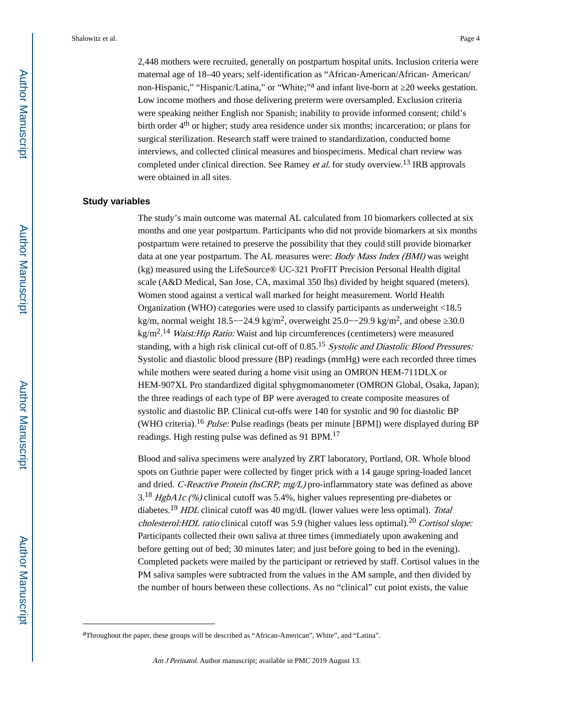2,448 mothers were recruited, generally on postpartum hospital units. Inclusion criteria were maternal age of 18–40 years; self-identification as “African-American/African- American/ non-Hispanic,” “Hispanic/Latina,” or “White;”[a] and infant live-born at ≥20 weeks gestation. Low income mothers and those delivering preterm were oversampled. Exclusion criteria were speaking neither English nor Spanish; inability to provide informed consent; child’s birth order 4th or higher; study area residence under six months; incarceration; or plans for surgical sterilization. Research staff were trained to standardization, conducted home interviews, and collected clinical measures and biospecimens. Medical chart review was completed under clinical direction. See Ramey *et al.* for study overview.[13] IRB approvals were obtained in all sites.

## Study variables

The study’s main outcome was maternal AL calculated from 10 biomarkers collected at six months and one year postpartum. Participants who did not provide biomarkers at six months postpartum were retained to preserve the possibility that they could still provide biomarker data at one year postpartum. The AL measures were: *Body Mass Index (BMI)* was weight (kg) measured using the LifeSource® UC-321 ProFIT Precision Personal Health digital scale (A&D Medical, San Jose, CA, maximal 350 lbs) divided by height squared (meters). Women stood against a vertical wall marked for height measurement. World Health Organization (WHO) categories were used to classify participants as underweight <18.5 kg/m, normal weight 18.5−−24.9 kg/$m^2$, overweight 25.0−−29.9 kg/$m^2$, and obese ≥30.0 kg/$m^2$.[14] *Waist:Hip Ratio:* Waist and hip circumferences (centimeters) were measured standing, with a high risk clinical cut-off of 0.85.[15] *Systolic and Diastolic Blood Pressures:* Systolic and diastolic blood pressure (BP) readings (mmHg) were each recorded three times while mothers were seated during a home visit using an OMRON HEM-711DLX or HEM-907XL Pro standardized digital sphygmomanometer (OMRON Global, Osaka, Japan); the three readings of each type of BP were averaged to create composite measures of systolic and diastolic BP. Clinical cut-offs were 140 for systolic and 90 for diastolic BP (WHO criteria).[16] *Pulse:* Pulse readings (beats per minute [BPM]) were displayed during BP readings. High resting pulse was defined as 91 BPM.[17]

Blood and saliva specimens were analyzed by ZRT laboratory, Portland, OR. Whole blood spots on Guthrie paper were collected by finger prick with a 14 gauge spring-loaded lancet and dried. *C-Reactive Protein (hsCRP; mg/L)* pro-inflammatory state was defined as above 3.[18] *HgbA1c (%)* clinical cutoff was 5.4%, higher values representing pre-diabetes or diabetes.[19] *HDL* clinical cutoff was 40 mg/dL (lower values were less optimal). *Total cholesterol:HDL ratio* clinical cutoff was 5.9 (higher values less optimal).[20] *Cortisol slope:* Participants collected their own saliva at three times (immediately upon awakening and before getting out of bed; 30 minutes later; and just before going to bed in the evening). Completed packets were mailed by the participant or retrieved by staff. Cortisol values in the PM saliva samples were subtracted from the values in the AM sample, and then divided by the number of hours between these collections. As no “clinical” cut point exists, the value

---

[a]Throughout the paper, these groups will be described as “African-American”, White”, and “Latina”.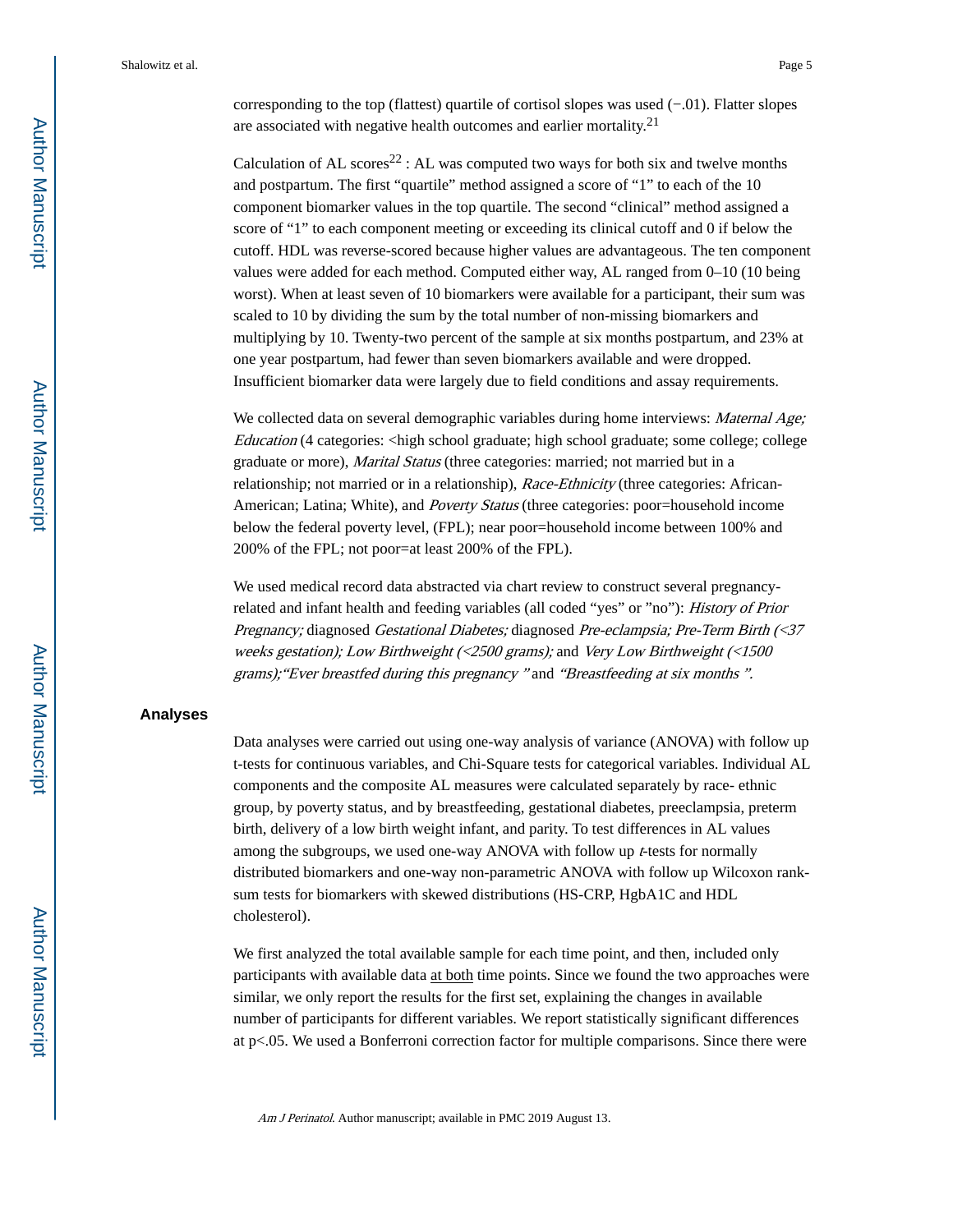corresponding to the top (flattest) quartile of cortisol slopes was used (−.01). Flatter slopes are associated with negative health outcomes and earlier mortality.[21]

Calculation of AL scores[22] : AL was computed two ways for both six and twelve months and postpartum. The first "quartile" method assigned a score of "1" to each of the 10 component biomarker values in the top quartile. The second "clinical" method assigned a score of "1" to each component meeting or exceeding its clinical cutoff and 0 if below the cutoff. HDL was reverse-scored because higher values are advantageous. The ten component values were added for each method. Computed either way, AL ranged from 0–10 (10 being worst). When at least seven of 10 biomarkers were available for a participant, their sum was scaled to 10 by dividing the sum by the total number of non-missing biomarkers and multiplying by 10. Twenty-two percent of the sample at six months postpartum, and 23% at one year postpartum, had fewer than seven biomarkers available and were dropped. Insufficient biomarker data were largely due to field conditions and assay requirements.

We collected data on several demographic variables during home interviews: *Maternal Age; Education* (4 categories: <high school graduate; high school graduate; some college; college graduate or more), *Marital Status* (three categories: married; not married but in a relationship; not married or in a relationship), *Race-Ethnicity* (three categories: African-American; Latina; White), and *Poverty Status* (three categories: poor=household income below the federal poverty level, (FPL); near poor=household income between 100% and 200% of the FPL; not poor=at least 200% of the FPL).

We used medical record data abstracted via chart review to construct several pregnancy-related and infant health and feeding variables (all coded "yes" or "no"): *History of Prior Pregnancy;* diagnosed *Gestational Diabetes;* diagnosed *Pre-eclampsia; Pre-Term Birth (<37 weeks gestation); Low Birthweight (<2500 grams);* and *Very Low Birthweight (<1500 grams);"Ever breastfed during this pregnancy "* and *"Breastfeeding at six months ".*

## Analyses

Data analyses were carried out using one-way analysis of variance (ANOVA) with follow up t-tests for continuous variables, and Chi-Square tests for categorical variables. Individual AL components and the composite AL measures were calculated separately by race- ethnic group, by poverty status, and by breastfeeding, gestational diabetes, preeclampsia, preterm birth, delivery of a low birth weight infant, and parity. To test differences in AL values among the subgroups, we used one-way ANOVA with follow up *t*-tests for normally distributed biomarkers and one-way non-parametric ANOVA with follow up Wilcoxon rank-sum tests for biomarkers with skewed distributions (HS-CRP, HgbA1C and HDL cholesterol).

We first analyzed the total available sample for each time point, and then, included only participants with available data at both time points. Since we found the two approaches were similar, we only report the results for the first set, explaining the changes in available number of participants for different variables. We report statistically significant differences at $p<.05$. We used a Bonferroni correction factor for multiple comparisons. Since there were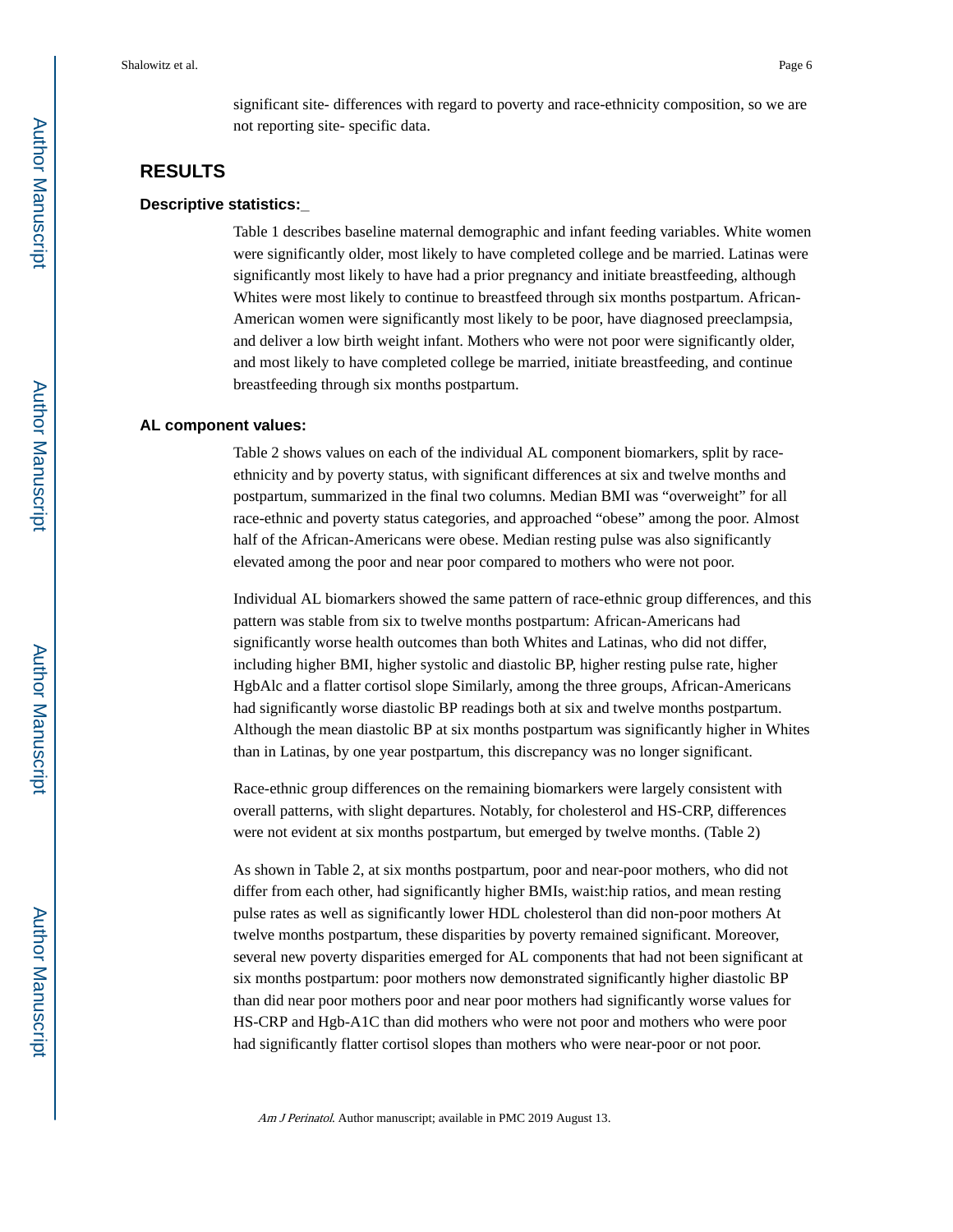significant site- differences with regard to poverty and race-ethnicity composition, so we are not reporting site- specific data.

## RESULTS

### Descriptive statistics:_

Table 1 describes baseline maternal demographic and infant feeding variables. White women were significantly older, most likely to have completed college and be married. Latinas were significantly most likely to have had a prior pregnancy and initiate breastfeeding, although Whites were most likely to continue to breastfeed through six months postpartum. African-American women were significantly most likely to be poor, have diagnosed preeclampsia, and deliver a low birth weight infant. Mothers who were not poor were significantly older, and most likely to have completed college be married, initiate breastfeeding, and continue breastfeeding through six months postpartum.

### AL component values:

Table 2 shows values on each of the individual AL component biomarkers, split by race-ethnicity and by poverty status, with significant differences at six and twelve months and postpartum, summarized in the final two columns. Median BMI was "overweight" for all race-ethnic and poverty status categories, and approached "obese" among the poor. Almost half of the African-Americans were obese. Median resting pulse was also significantly elevated among the poor and near poor compared to mothers who were not poor.

Individual AL biomarkers showed the same pattern of race-ethnic group differences, and this pattern was stable from six to twelve months postpartum: African-Americans had significantly worse health outcomes than both Whites and Latinas, who did not differ, including higher BMI, higher systolic and diastolic BP, higher resting pulse rate, higher HgbAlc and a flatter cortisol slope Similarly, among the three groups, African-Americans had significantly worse diastolic BP readings both at six and twelve months postpartum. Although the mean diastolic BP at six months postpartum was significantly higher in Whites than in Latinas, by one year postpartum, this discrepancy was no longer significant.

Race-ethnic group differences on the remaining biomarkers were largely consistent with overall patterns, with slight departures. Notably, for cholesterol and HS-CRP, differences were not evident at six months postpartum, but emerged by twelve months. (Table 2)

As shown in Table 2, at six months postpartum, poor and near-poor mothers, who did not differ from each other, had significantly higher BMIs, waist:hip ratios, and mean resting pulse rates as well as significantly lower HDL cholesterol than did non-poor mothers At twelve months postpartum, these disparities by poverty remained significant. Moreover, several new poverty disparities emerged for AL components that had not been significant at six months postpartum: poor mothers now demonstrated significantly higher diastolic BP than did near poor mothers poor and near poor mothers had significantly worse values for HS-CRP and Hgb-A1C than did mothers who were not poor and mothers who were poor had significantly flatter cortisol slopes than mothers who were near-poor or not poor.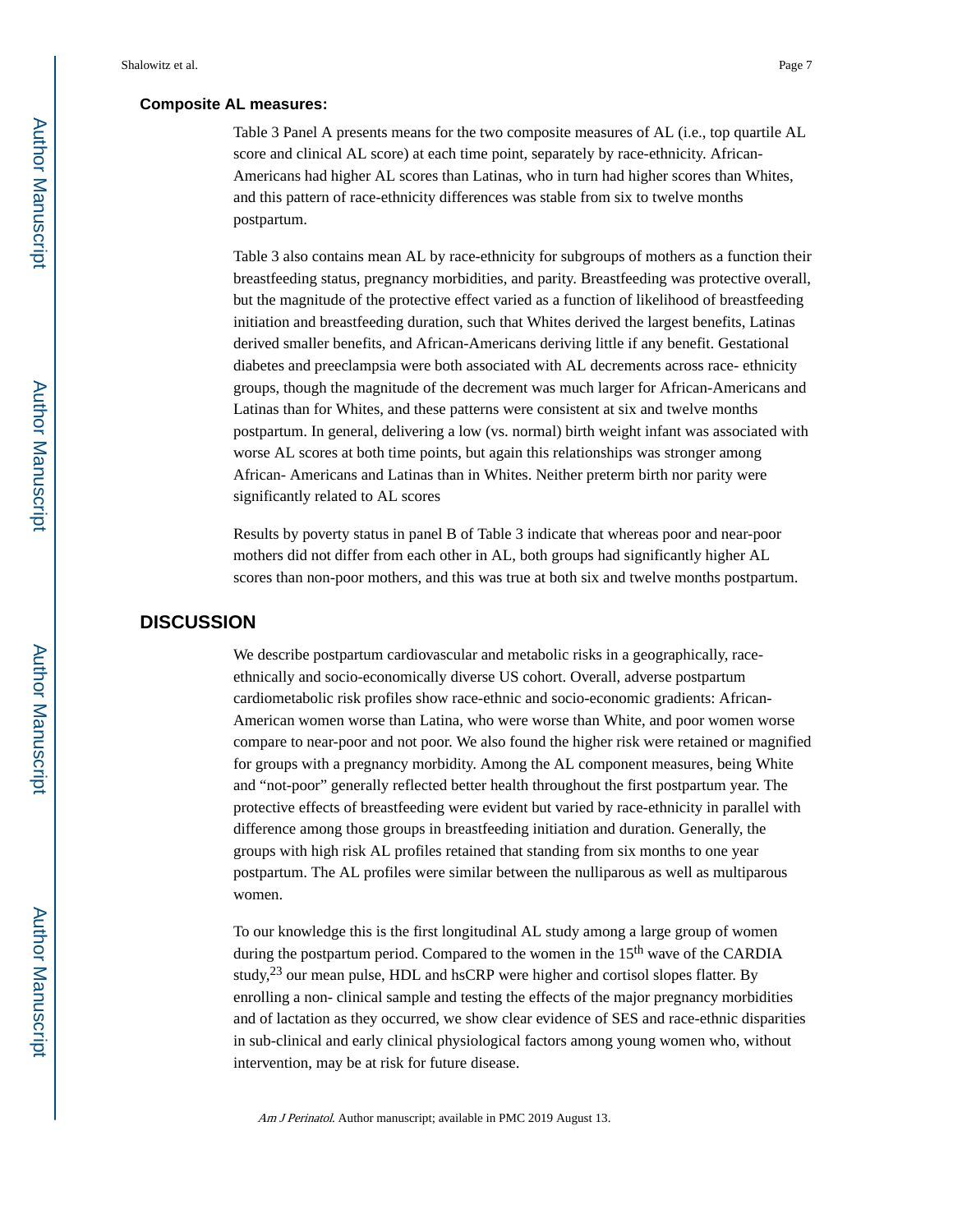### Composite AL measures:

Table 3 Panel A presents means for the two composite measures of AL (i.e., top quartile AL score and clinical AL score) at each time point, separately by race-ethnicity. African-Americans had higher AL scores than Latinas, who in turn had higher scores than Whites, and this pattern of race-ethnicity differences was stable from six to twelve months postpartum.

Table 3 also contains mean AL by race-ethnicity for subgroups of mothers as a function their breastfeeding status, pregnancy morbidities, and parity. Breastfeeding was protective overall, but the magnitude of the protective effect varied as a function of likelihood of breastfeeding initiation and breastfeeding duration, such that Whites derived the largest benefits, Latinas derived smaller benefits, and African-Americans deriving little if any benefit. Gestational diabetes and preeclampsia were both associated with AL decrements across race- ethnicity groups, though the magnitude of the decrement was much larger for African-Americans and Latinas than for Whites, and these patterns were consistent at six and twelve months postpartum. In general, delivering a low (vs. normal) birth weight infant was associated with worse AL scores at both time points, but again this relationships was stronger among African- Americans and Latinas than in Whites. Neither preterm birth nor parity were significantly related to AL scores

Results by poverty status in panel B of Table 3 indicate that whereas poor and near-poor mothers did not differ from each other in AL, both groups had significantly higher AL scores than non-poor mothers, and this was true at both six and twelve months postpartum.

## DISCUSSION

We describe postpartum cardiovascular and metabolic risks in a geographically, race-ethnically and socio-economically diverse US cohort. Overall, adverse postpartum cardiometabolic risk profiles show race-ethnic and socio-economic gradients: African-American women worse than Latina, who were worse than White, and poor women worse compare to near-poor and not poor. We also found the higher risk were retained or magnified for groups with a pregnancy morbidity. Among the AL component measures, being White and "not-poor" generally reflected better health throughout the first postpartum year. The protective effects of breastfeeding were evident but varied by race-ethnicity in parallel with difference among those groups in breastfeeding initiation and duration. Generally, the groups with high risk AL profiles retained that standing from six months to one year postpartum. The AL profiles were similar between the nulliparous as well as multiparous women.

To our knowledge this is the first longitudinal AL study among a large group of women during the postpartum period. Compared to the women in the 15th wave of the CARDIA study,[23] our mean pulse, HDL and hsCRP were higher and cortisol slopes flatter. By enrolling a non- clinical sample and testing the effects of the major pregnancy morbidities and of lactation as they occurred, we show clear evidence of SES and race-ethnic disparities in sub-clinical and early clinical physiological factors among young women who, without intervention, may be at risk for future disease.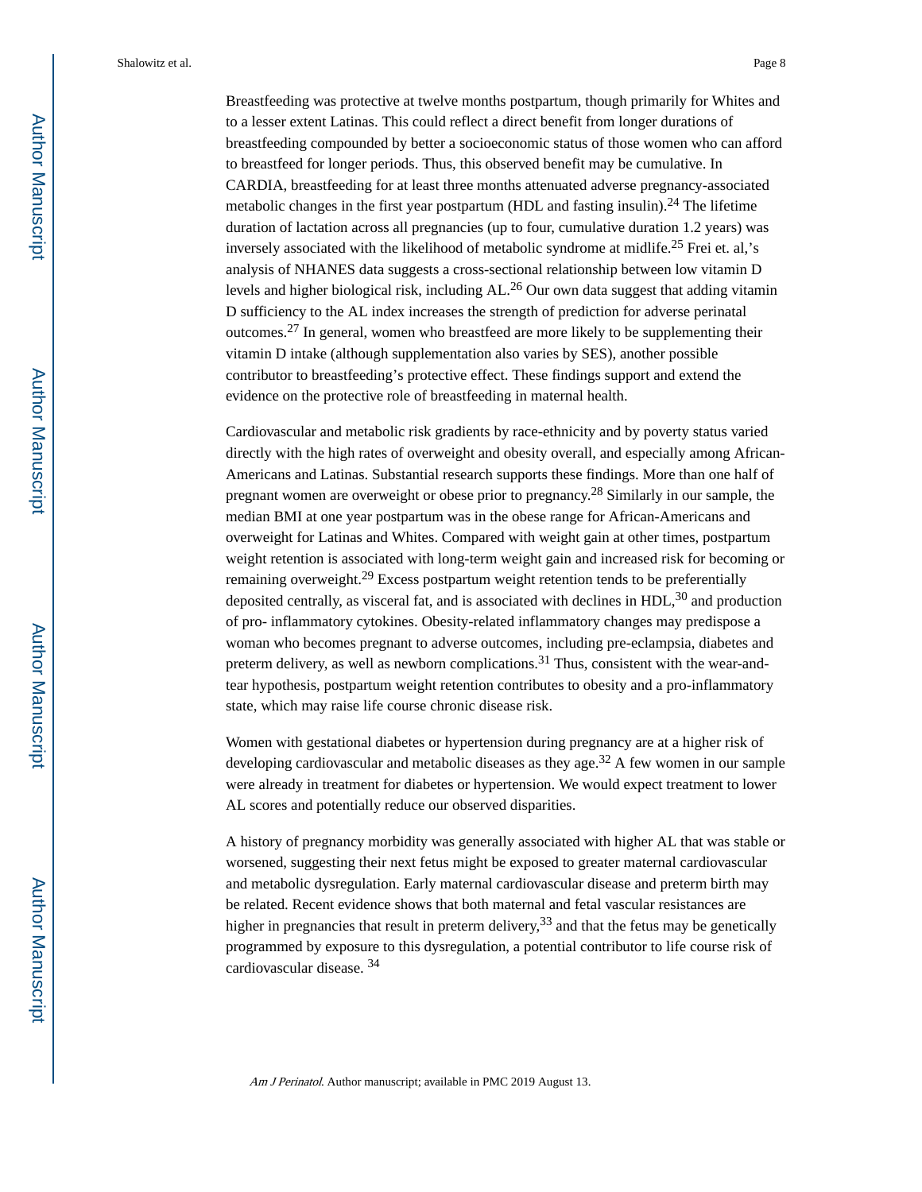Breastfeeding was protective at twelve months postpartum, though primarily for Whites and to a lesser extent Latinas. This could reflect a direct benefit from longer durations of breastfeeding compounded by better a socioeconomic status of those women who can afford to breastfeed for longer periods. Thus, this observed benefit may be cumulative. In CARDIA, breastfeeding for at least three months attenuated adverse pregnancy-associated metabolic changes in the first year postpartum (HDL and fasting insulin).[24] The lifetime duration of lactation across all pregnancies (up to four, cumulative duration 1.2 years) was inversely associated with the likelihood of metabolic syndrome at midlife.[25] Frei et. al,'s analysis of NHANES data suggests a cross-sectional relationship between low vitamin D levels and higher biological risk, including AL.[26] Our own data suggest that adding vitamin D sufficiency to the AL index increases the strength of prediction for adverse perinatal outcomes.[27] In general, women who breastfeed are more likely to be supplementing their vitamin D intake (although supplementation also varies by SES), another possible contributor to breastfeeding's protective effect. These findings support and extend the evidence on the protective role of breastfeeding in maternal health.

Cardiovascular and metabolic risk gradients by race-ethnicity and by poverty status varied directly with the high rates of overweight and obesity overall, and especially among African-Americans and Latinas. Substantial research supports these findings. More than one half of pregnant women are overweight or obese prior to pregnancy.[28] Similarly in our sample, the median BMI at one year postpartum was in the obese range for African-Americans and overweight for Latinas and Whites. Compared with weight gain at other times, postpartum weight retention is associated with long-term weight gain and increased risk for becoming or remaining overweight.[29] Excess postpartum weight retention tends to be preferentially deposited centrally, as visceral fat, and is associated with declines in HDL,[30] and production of pro- inflammatory cytokines. Obesity-related inflammatory changes may predispose a woman who becomes pregnant to adverse outcomes, including pre-eclampsia, diabetes and preterm delivery, as well as newborn complications.[31] Thus, consistent with the wear-and-tear hypothesis, postpartum weight retention contributes to obesity and a pro-inflammatory state, which may raise life course chronic disease risk.

Women with gestational diabetes or hypertension during pregnancy are at a higher risk of developing cardiovascular and metabolic diseases as they age.[32] A few women in our sample were already in treatment for diabetes or hypertension. We would expect treatment to lower AL scores and potentially reduce our observed disparities.

A history of pregnancy morbidity was generally associated with higher AL that was stable or worsened, suggesting their next fetus might be exposed to greater maternal cardiovascular and metabolic dysregulation. Early maternal cardiovascular disease and preterm birth may be related. Recent evidence shows that both maternal and fetal vascular resistances are higher in pregnancies that result in preterm delivery,[33] and that the fetus may be genetically programmed by exposure to this dysregulation, a potential contributor to life course risk of cardiovascular disease. [34]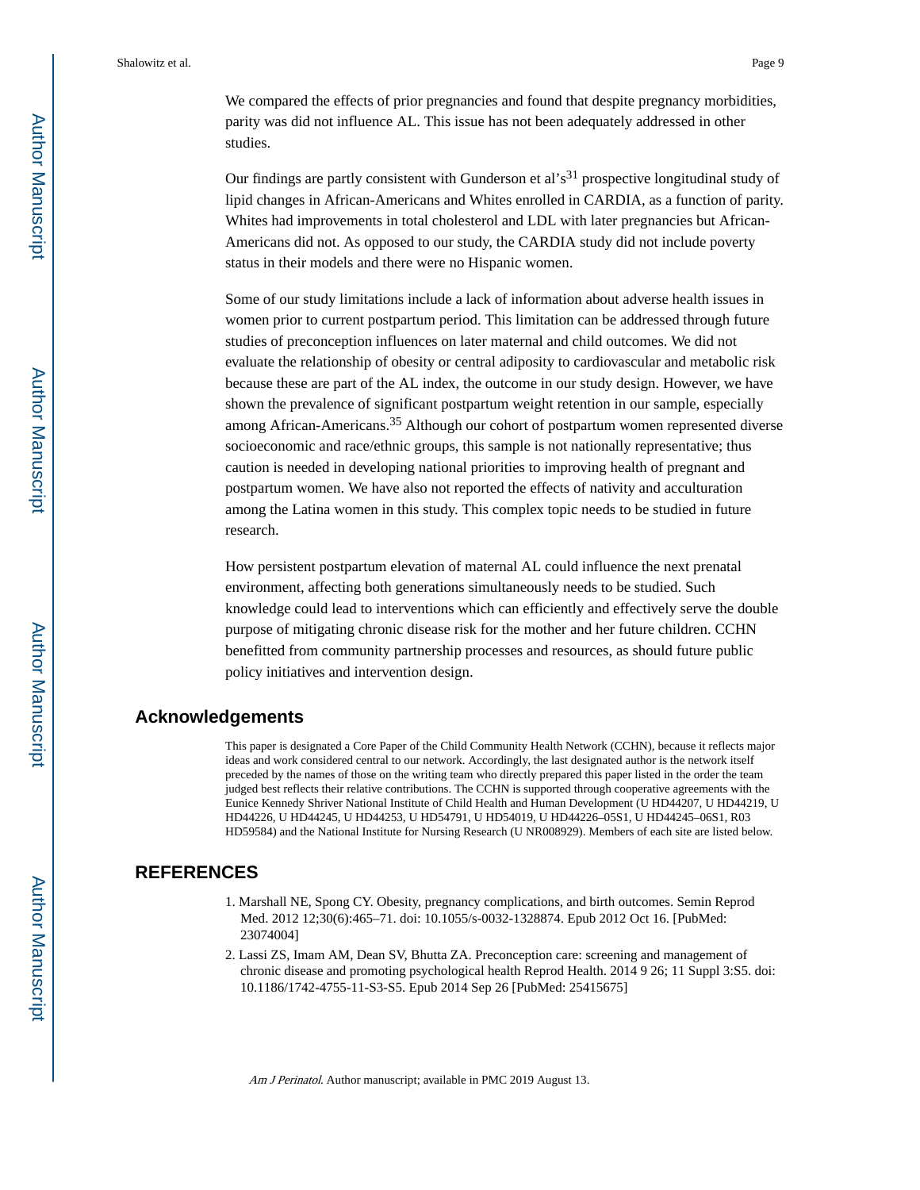We compared the effects of prior pregnancies and found that despite pregnancy morbidities, parity was did not influence AL. This issue has not been adequately addressed in other studies.

Our findings are partly consistent with Gunderson et al's[31] prospective longitudinal study of lipid changes in African-Americans and Whites enrolled in CARDIA, as a function of parity. Whites had improvements in total cholesterol and LDL with later pregnancies but African-Americans did not. As opposed to our study, the CARDIA study did not include poverty status in their models and there were no Hispanic women.

Some of our study limitations include a lack of information about adverse health issues in women prior to current postpartum period. This limitation can be addressed through future studies of preconception influences on later maternal and child outcomes. We did not evaluate the relationship of obesity or central adiposity to cardiovascular and metabolic risk because these are part of the AL index, the outcome in our study design. However, we have shown the prevalence of significant postpartum weight retention in our sample, especially among African-Americans.[35] Although our cohort of postpartum women represented diverse socioeconomic and race/ethnic groups, this sample is not nationally representative; thus caution is needed in developing national priorities to improving health of pregnant and postpartum women. We have also not reported the effects of nativity and acculturation among the Latina women in this study. This complex topic needs to be studied in future research.

How persistent postpartum elevation of maternal AL could influence the next prenatal environment, affecting both generations simultaneously needs to be studied. Such knowledge could lead to interventions which can efficiently and effectively serve the double purpose of mitigating chronic disease risk for the mother and her future children. CCHN benefitted from community partnership processes and resources, as should future public policy initiatives and intervention design.

## Acknowledgements

This paper is designated a Core Paper of the Child Community Health Network (CCHN), because it reflects major ideas and work considered central to our network. Accordingly, the last designated author is the network itself preceded by the names of those on the writing team who directly prepared this paper listed in the order the team judged best reflects their relative contributions. The CCHN is supported through cooperative agreements with the Eunice Kennedy Shriver National Institute of Child Health and Human Development (U HD44207, U HD44219, U HD44226, U HD44245, U HD44253, U HD54791, U HD54019, U HD44226–05S1, U HD44245–06S1, R03 HD59584) and the National Institute for Nursing Research (U NR008929). Members of each site are listed below.

## REFERENCES

1. Marshall NE, Spong CY. Obesity, pregnancy complications, and birth outcomes. Semin Reprod Med. 2012 12;30(6):465–71. doi: 10.1055/s-0032-1328874. Epub 2012 Oct 16. [PubMed: 23074004]
2. Lassi ZS, Imam AM, Dean SV, Bhutta ZA. Preconception care: screening and management of chronic disease and promoting psychological health Reprod Health. 2014 9 26; 11 Suppl 3:S5. doi: 10.1186/1742-4755-11-S3-S5. Epub 2014 Sep 26 [PubMed: 25415675]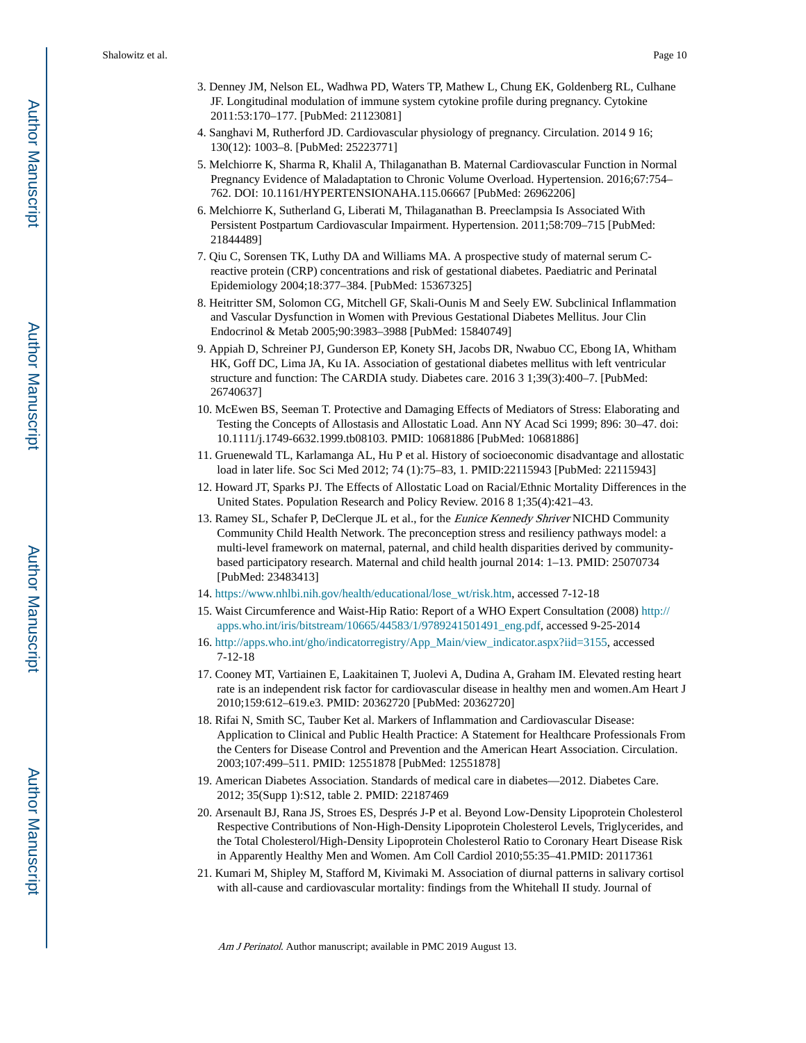3. Denney JM, Nelson EL, Wadhwa PD, Waters TP, Mathew L, Chung EK, Goldenberg RL, Culhane JF. Longitudinal modulation of immune system cytokine profile during pregnancy. Cytokine 2011:53:170–177. [PubMed: 21123081]
4. Sanghavi M, Rutherford JD. Cardiovascular physiology of pregnancy. Circulation. 2014 9 16; 130(12): 1003–8. [PubMed: 25223771]
5. Melchiorre K, Sharma R, Khalil A, Thilaganathan B. Maternal Cardiovascular Function in Normal Pregnancy Evidence of Maladaptation to Chronic Volume Overload. Hypertension. 2016;67:754–762. DOI: 10.1161/HYPERTENSIONAHA.115.06667 [PubMed: 26962206]
6. Melchiorre K, Sutherland G, Liberati M, Thilaganathan B. Preeclampsia Is Associated With Persistent Postpartum Cardiovascular Impairment. Hypertension. 2011;58:709–715 [PubMed: 21844489]
7. Qiu C, Sorensen TK, Luthy DA and Williams MA. A prospective study of maternal serum C-reactive protein (CRP) concentrations and risk of gestational diabetes. Paediatric and Perinatal Epidemiology 2004;18:377–384. [PubMed: 15367325]
8. Heitritter SM, Solomon CG, Mitchell GF, Skali-Ounis M and Seely EW. Subclinical Inflammation and Vascular Dysfunction in Women with Previous Gestational Diabetes Mellitus. Jour Clin Endocrinol & Metab 2005;90:3983–3988 [PubMed: 15840749]
9. Appiah D, Schreiner PJ, Gunderson EP, Konety SH, Jacobs DR, Nwabuo CC, Ebong IA, Whitham HK, Goff DC, Lima JA, Ku IA. Association of gestational diabetes mellitus with left ventricular structure and function: The CARDIA study. Diabetes care. 2016 3 1;39(3):400–7. [PubMed: 26740637]
10. McEwen BS, Seeman T. Protective and Damaging Effects of Mediators of Stress: Elaborating and Testing the Concepts of Allostasis and Allostatic Load. Ann NY Acad Sci 1999; 896: 30–47. doi: 10.1111/j.1749-6632.1999.tb08103. PMID: 10681886 [PubMed: 10681886]
11. Gruenewald TL, Karlamanga AL, Hu P et al. History of socioeconomic disadvantage and allostatic load in later life. Soc Sci Med 2012; 74 (1):75–83, 1. PMID:22115943 [PubMed: 22115943]
12. Howard JT, Sparks PJ. The Effects of Allostatic Load on Racial/Ethnic Mortality Differences in the United States. Population Research and Policy Review. 2016 8 1;35(4):421–43.
13. Ramey SL, Schafer P, DeClerque JL et al., for the *Eunice Kennedy Shriver* NICHD Community Community Child Health Network. The preconception stress and resiliency pathways model: a multi-level framework on maternal, paternal, and child health disparities derived by community-based participatory research. Maternal and child health journal 2014: 1–13. PMID: 25070734 [PubMed: 23483413]
14. https://www.nhlbi.nih.gov/health/educational/lose_wt/risk.htm, accessed 7-12-18
15. Waist Circumference and Waist-Hip Ratio: Report of a WHO Expert Consultation (2008) http://apps.who.int/iris/bitstream/10665/44583/1/9789241501491_eng.pdf, accessed 9-25-2014
16. http://apps.who.int/gho/indicatorregistry/App_Main/view_indicator.aspx?iid=3155, accessed 7-12-18
17. Cooney MT, Vartiainen E, Laakitainen T, Juolevi A, Dudina A, Graham IM. Elevated resting heart rate is an independent risk factor for cardiovascular disease in healthy men and women.Am Heart J 2010;159:612–619.e3. PMID: 20362720 [PubMed: 20362720]
18. Rifai N, Smith SC, Tauber Ket al. Markers of Inflammation and Cardiovascular Disease: Application to Clinical and Public Health Practice: A Statement for Healthcare Professionals From the Centers for Disease Control and Prevention and the American Heart Association. Circulation. 2003;107:499–511. PMID: 12551878 [PubMed: 12551878]
19. American Diabetes Association. Standards of medical care in diabetes—2012. Diabetes Care. 2012; 35(Supp 1):S12, table 2. PMID: 22187469
20. Arsenault BJ, Rana JS, Stroes ES, Després J-P et al. Beyond Low-Density Lipoprotein Cholesterol Respective Contributions of Non-High-Density Lipoprotein Cholesterol Levels, Triglycerides, and the Total Cholesterol/High-Density Lipoprotein Cholesterol Ratio to Coronary Heart Disease Risk in Apparently Healthy Men and Women. Am Coll Cardiol 2010;55:35–41.PMID: 20117361
21. Kumari M, Shipley M, Stafford M, Kivimaki M. Association of diurnal patterns in salivary cortisol with all-cause and cardiovascular mortality: findings from the Whitehall II study. Journal of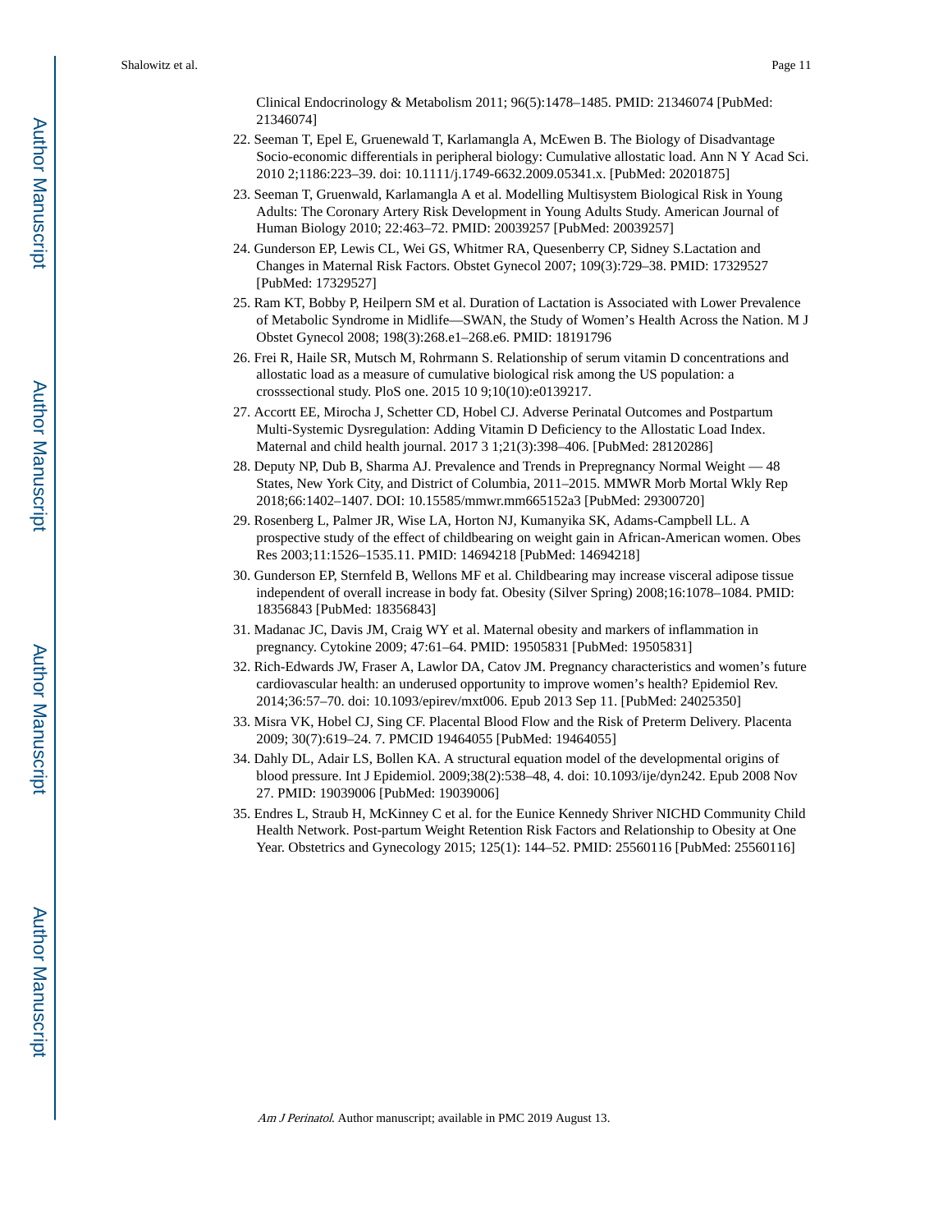Clinical Endocrinology & Metabolism 2011; 96(5):1478–1485. PMID: 21346074 [PubMed: 21346074]

22. Seeman T, Epel E, Gruenewald T, Karlamangla A, McEwen B. The Biology of Disadvantage Socio-economic differentials in peripheral biology: Cumulative allostatic load. Ann N Y Acad Sci. 2010 2;1186:223–39. doi: 10.1111/j.1749-6632.2009.05341.x. [PubMed: 20201875]
23. Seeman T, Gruenwald, Karlamangla A et al. Modelling Multisystem Biological Risk in Young Adults: The Coronary Artery Risk Development in Young Adults Study. American Journal of Human Biology 2010; 22:463–72. PMID: 20039257 [PubMed: 20039257]
24. Gunderson EP, Lewis CL, Wei GS, Whitmer RA, Quesenberry CP, Sidney S.Lactation and Changes in Maternal Risk Factors. Obstet Gynecol 2007; 109(3):729–38. PMID: 17329527 [PubMed: 17329527]
25. Ram KT, Bobby P, Heilpern SM et al. Duration of Lactation is Associated with Lower Prevalence of Metabolic Syndrome in Midlife—SWAN, the Study of Women's Health Across the Nation. M J Obstet Gynecol 2008; 198(3):268.e1–268.e6. PMID: 18191796
26. Frei R, Haile SR, Mutsch M, Rohrmann S. Relationship of serum vitamin D concentrations and allostatic load as a measure of cumulative biological risk among the US population: a crosssectional study. PloS one. 2015 10 9;10(10):e0139217.
27. Accortt EE, Mirocha J, Schetter CD, Hobel CJ. Adverse Perinatal Outcomes and Postpartum Multi-Systemic Dysregulation: Adding Vitamin D Deficiency to the Allostatic Load Index. Maternal and child health journal. 2017 3 1;21(3):398–406. [PubMed: 28120286]
28. Deputy NP, Dub B, Sharma AJ. Prevalence and Trends in Prepregnancy Normal Weight — 48 States, New York City, and District of Columbia, 2011–2015. MMWR Morb Mortal Wkly Rep 2018;66:1402–1407. DOI: 10.15585/mmwr.mm665152a3 [PubMed: 29300720]
29. Rosenberg L, Palmer JR, Wise LA, Horton NJ, Kumanyika SK, Adams-Campbell LL. A prospective study of the effect of childbearing on weight gain in African-American women. Obes Res 2003;11:1526–1535.11. PMID: 14694218 [PubMed: 14694218]
30. Gunderson EP, Sternfeld B, Wellons MF et al. Childbearing may increase visceral adipose tissue independent of overall increase in body fat. Obesity (Silver Spring) 2008;16:1078–1084. PMID: 18356843 [PubMed: 18356843]
31. Madanac JC, Davis JM, Craig WY et al. Maternal obesity and markers of inflammation in pregnancy. Cytokine 2009; 47:61–64. PMID: 19505831 [PubMed: 19505831]
32. Rich-Edwards JW, Fraser A, Lawlor DA, Catov JM. Pregnancy characteristics and women's future cardiovascular health: an underused opportunity to improve women's health? Epidemiol Rev. 2014;36:57–70. doi: 10.1093/epirev/mxt006. Epub 2013 Sep 11. [PubMed: 24025350]
33. Misra VK, Hobel CJ, Sing CF. Placental Blood Flow and the Risk of Preterm Delivery. Placenta 2009; 30(7):619–24. 7. PMCID 19464055 [PubMed: 19464055]
34. Dahly DL, Adair LS, Bollen KA. A structural equation model of the developmental origins of blood pressure. Int J Epidemiol. 2009;38(2):538–48, 4. doi: 10.1093/ije/dyn242. Epub 2008 Nov 27. PMID: 19039006 [PubMed: 19039006]
35. Endres L, Straub H, McKinney C et al. for the Eunice Kennedy Shriver NICHD Community Child Health Network. Post-partum Weight Retention Risk Factors and Relationship to Obesity at One Year. Obstetrics and Gynecology 2015; 125(1): 144–52. PMID: 25560116 [PubMed: 25560116]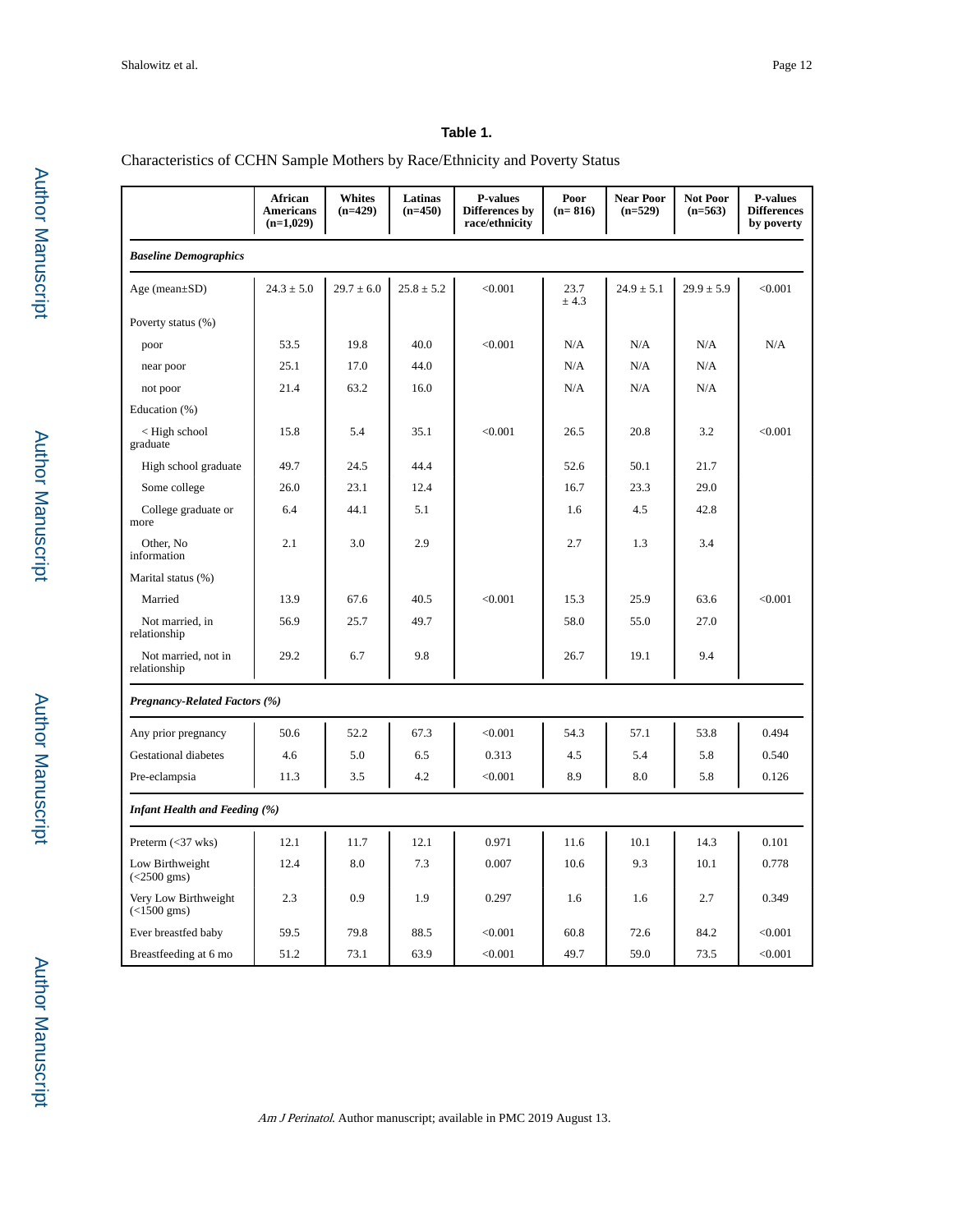**Table 1.**

Characteristics of CCHN Sample Mothers by Race/Ethnicity and Poverty Status

| | African Americans (n=1,029) | Whites (n=429) | Latinas (n=450) | P-values Differences by race/ethnicity | Poor (n= 816) | Near Poor (n=529) | Not Poor (n=563) | P-values Differences by poverty |
|---|---|---|---|---|---|---|---|---|
| ***Baseline Demographics*** | | | | | | | | |
| Age (mean±SD) | 24.3 ± 5.0 | 29.7 ± 6.0 | 25.8 ± 5.2 | <0.001 | 23.7 ± 4.3 | 24.9 ± 5.1 | 29.9 ± 5.9 | <0.001 |
| Poverty status (%) | | | | | | | | |
| poor | 53.5 | 19.8 | 40.0 | <0.001 | N/A | N/A | N/A | N/A |
| near poor | 25.1 | 17.0 | 44.0 | | N/A | N/A | N/A | |
| not poor | 21.4 | 63.2 | 16.0 | | N/A | N/A | N/A | |
| Education (%) | | | | | | | | |
| < High school graduate | 15.8 | 5.4 | 35.1 | <0.001 | 26.5 | 20.8 | 3.2 | <0.001 |
| High school graduate | 49.7 | 24.5 | 44.4 | | 52.6 | 50.1 | 21.7 | |
| Some college | 26.0 | 23.1 | 12.4 | | 16.7 | 23.3 | 29.0 | |
| College graduate or more | 6.4 | 44.1 | 5.1 | | 1.6 | 4.5 | 42.8 | |
| Other, No information | 2.1 | 3.0 | 2.9 | | 2.7 | 1.3 | 3.4 | |
| Marital status (%) | | | | | | | | |
| Married | 13.9 | 67.6 | 40.5 | <0.001 | 15.3 | 25.9 | 63.6 | <0.001 |
| Not married, in relationship | 56.9 | 25.7 | 49.7 | | 58.0 | 55.0 | 27.0 | |
| Not married, not in relationship | 29.2 | 6.7 | 9.8 | | 26.7 | 19.1 | 9.4 | |
| ***Pregnancy-Related Factors (%)*** | | | | | | | | |
| Any prior pregnancy | 50.6 | 52.2 | 67.3 | <0.001 | 54.3 | 57.1 | 53.8 | 0.494 |
| Gestational diabetes | 4.6 | 5.0 | 6.5 | 0.313 | 4.5 | 5.4 | 5.8 | 0.540 |
| Pre-eclampsia | 11.3 | 3.5 | 4.2 | <0.001 | 8.9 | 8.0 | 5.8 | 0.126 |
| ***Infant Health and Feeding (%)*** | | | | | | | | |
| Preterm (<37 wks) | 12.1 | 11.7 | 12.1 | 0.971 | 11.6 | 10.1 | 14.3 | 0.101 |
| Low Birthweight (<2500 gms) | 12.4 | 8.0 | 7.3 | 0.007 | 10.6 | 9.3 | 10.1 | 0.778 |
| Very Low Birthweight (<1500 gms) | 2.3 | 0.9 | 1.9 | 0.297 | 1.6 | 1.6 | 2.7 | 0.349 |
| Ever breastfed baby | 59.5 | 79.8 | 88.5 | <0.001 | 60.8 | 72.6 | 84.2 | <0.001 |
| Breastfeeding at 6 mo | 51.2 | 73.1 | 63.9 | <0.001 | 49.7 | 59.0 | 73.5 | <0.001 |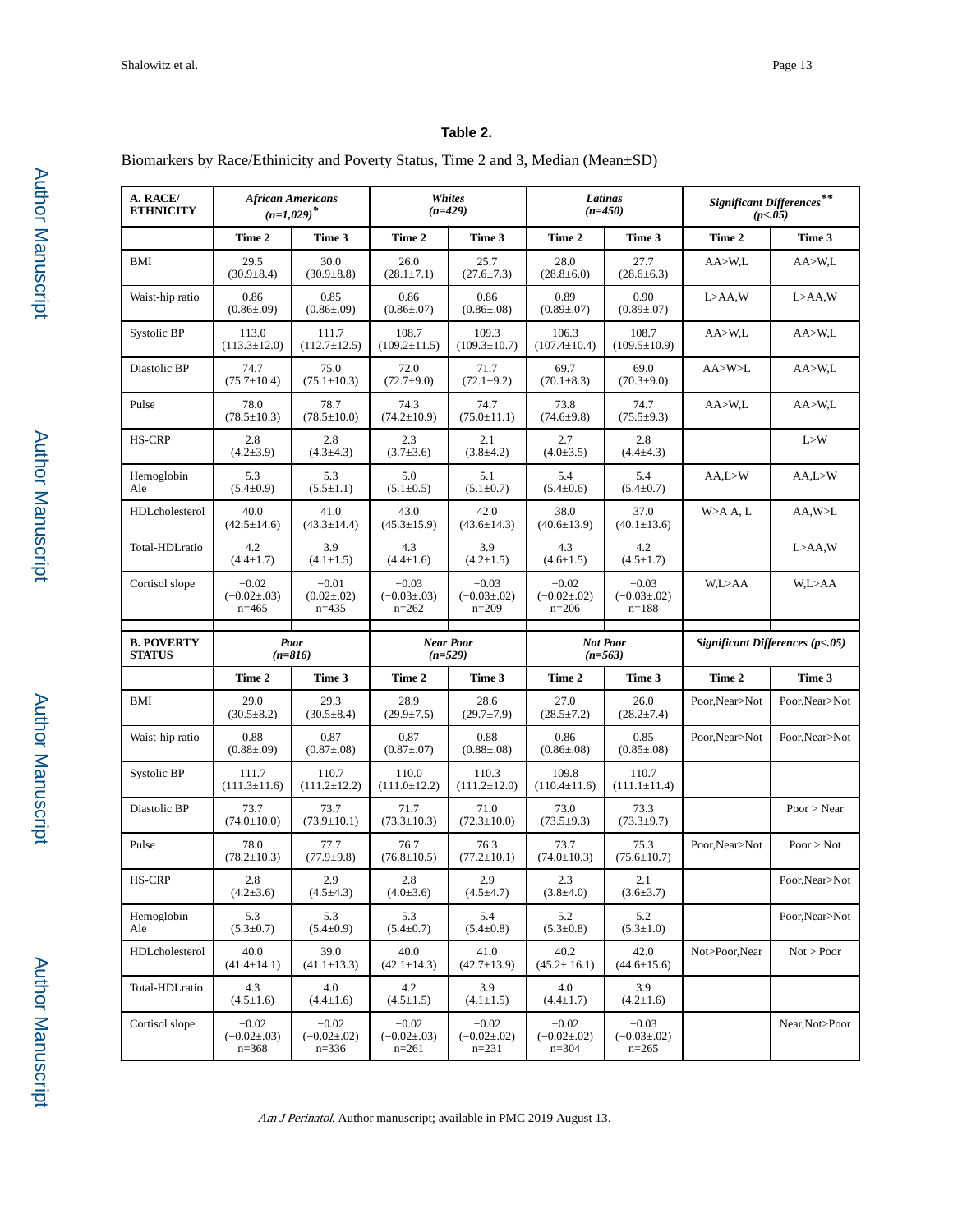**Table 2.**

Biomarkers by Race/Ethinicity and Poverty Status, Time 2 and 3, Median (Mean±SD)

| A. RACE/ ETHNICITY | *African Americans (n=1,029)*[*] | | *Whites (n=429)* | | *Latinas (n=450)* | | *Significant Differences*[**] *(p<.05)* | |
|---|---|---|---|---|---|---|---|---|
| | Time 2 | Time 3 | Time 2 | Time 3 | Time 2 | Time 3 | Time 2 | Time 3 |
| BMI | 29.5 (30.9±8.4) | 30.0 (30.9±8.8) | 26.0 (28.1±7.1) | 25.7 (27.6±7.3) | 28.0 (28.8±6.0) | 27.7 (28.6±6.3) | AA>W,L | AA>W,L |
| Waist-hip ratio | 0.86 (0.86±.09) | 0.85 (0.86±.09) | 0.86 (0.86±.07) | 0.86 (0.86±.08) | 0.89 (0.89±.07) | 0.90 (0.89±.07) | L>AA,W | L>AA,W |
| Systolic BP | 113.0 (113.3±12.0) | 111.7 (112.7±12.5) | 108.7 (109.2±11.5) | 109.3 (109.3±10.7) | 106.3 (107.4±10.4) | 108.7 (109.5±10.9) | AA>W,L | AA>W,L |
| Diastolic BP | 74.7 (75.7±10.4) | 75.0 (75.1±10.3) | 72.0 (72.7±9.0) | 71.7 (72.1±9.2) | 69.7 (70.1±8.3) | 69.0 (70.3±9.0) | AA>W>L | AA>W,L |
| Pulse | 78.0 (78.5±10.3) | 78.7 (78.5±10.0) | 74.3 (74.2±10.9) | 74.7 (75.0±11.1) | 73.8 (74.6±9.8) | 74.7 (75.5±9.3) | AA>W,L | AA>W,L |
| HS-CRP | 2.8 (4.2±3.9) | 2.8 (4.3±4.3) | 2.3 (3.7±3.6) | 2.1 (3.8±4.2) | 2.7 (4.0±3.5) | 2.8 (4.4±4.3) | | L>W |
| Hemoglobin Ale | 5.3 (5.4±0.9) | 5.3 (5.5±1.1) | 5.0 (5.1±0.5) | 5.1 (5.1±0.7) | 5.4 (5.4±0.6) | 5.4 (5.4±0.7) | AA,L>W | AA,L>W |
| HDLcholesterol | 40.0 (42.5±14.6) | 41.0 (43.3±14.4) | 43.0 (45.3±15.9) | 42.0 (43.6±14.3) | 38.0 (40.6±13.9) | 37.0 (40.1±13.6) | W>A A, L | AA,W>L |
| Total-HDLratio | 4.2 (4.4±1.7) | 3.9 (4.1±1.5) | 4.3 (4.4±1.6) | 3.9 (4.2±1.5) | 4.3 (4.6±1.5) | 4.2 (4.5±1.7) | | L>AA,W |
| Cortisol slope | −0.02 (−0.02±.03) n=465 | −0.01 (0.02±.02) n=435 | −0.03 (−0.03±.03) n=262 | −0.03 (−0.03±.02) n=209 | −0.02 (−0.02±.02) n=206 | −0.03 (−0.03±.02) n=188 | W,L>AA | W,L>AA |
| **B. POVERTY STATUS** | *Poor (n=816)* | | *Near Poor (n=529)* | | *Not Poor (n=563)* | | *Significant Differences (p<.05)* | |
| | Time 2 | Time 3 | Time 2 | Time 3 | Time 2 | Time 3 | Time 2 | Time 3 |
| BMI | 29.0 (30.5±8.2) | 29.3 (30.5±8.4) | 28.9 (29.9±7.5) | 28.6 (29.7±7.9) | 27.0 (28.5±7.2) | 26.0 (28.2±7.4) | Poor,Near>Not | Poor,Near>Not |
| Waist-hip ratio | 0.88 (0.88±.09) | 0.87 (0.87±.08) | 0.87 (0.87±.07) | 0.88 (0.88±.08) | 0.86 (0.86±.08) | 0.85 (0.85±.08) | Poor,Near>Not | Poor,Near>Not |
| Systolic BP | 111.7 (111.3±11.6) | 110.7 (111.2±12.2) | 110.0 (111.0±12.2) | 110.3 (111.2±12.0) | 109.8 (110.4±11.6) | 110.7 (111.1±11.4) | | |
| Diastolic BP | 73.7 (74.0±10.0) | 73.7 (73.9±10.1) | 71.7 (73.3±10.3) | 71.0 (72.3±10.0) | 73.0 (73.5±9.3) | 73.3 (73.3±9.7) | | Poor > Near |
| Pulse | 78.0 (78.2±10.3) | 77.7 (77.9±9.8) | 76.7 (76.8±10.5) | 76.3 (77.2±10.1) | 73.7 (74.0±10.3) | 75.3 (75.6±10.7) | Poor,Near>Not | Poor > Not |
| HS-CRP | 2.8 (4.2±3.6) | 2.9 (4.5±4.3) | 2.8 (4.0±3.6) | 2.9 (4.5±4.7) | 2.3 (3.8±4.0) | 2.1 (3.6±3.7) | | Poor,Near>Not |
| Hemoglobin Ale | 5.3 (5.3±0.7) | 5.3 (5.4±0.9) | 5.3 (5.4±0.7) | 5.4 (5.4±0.8) | 5.2 (5.3±0.8) | 5.2 (5.3±1.0) | | Poor,Near>Not |
| HDLcholesterol | 40.0 (41.4±14.1) | 39.0 (41.1±13.3) | 40.0 (42.1±14.3) | 41.0 (42.7±13.9) | 40.2 (45.2± 16.1) | 42.0 (44.6±15.6) | Not>Poor,Near | Not > Poor |
| Total-HDLratio | 4.3 (4.5±1.6) | 4.0 (4.4±1.6) | 4.2 (4.5±1.5) | 3.9 (4.1±1.5) | 4.0 (4.4±1.7) | 3.9 (4.2±1.6) | | |
| Cortisol slope | −0.02 (−0.02±.03) n=368 | −0.02 (−0.02±.02) n=336 | −0.02 (−0.02±.03) n=261 | −0.02 (−0.02±.02) n=231 | −0.02 (−0.02±.02) n=304 | −0.03 (−0.03±.02) n=265 | | Near,Not>Poor |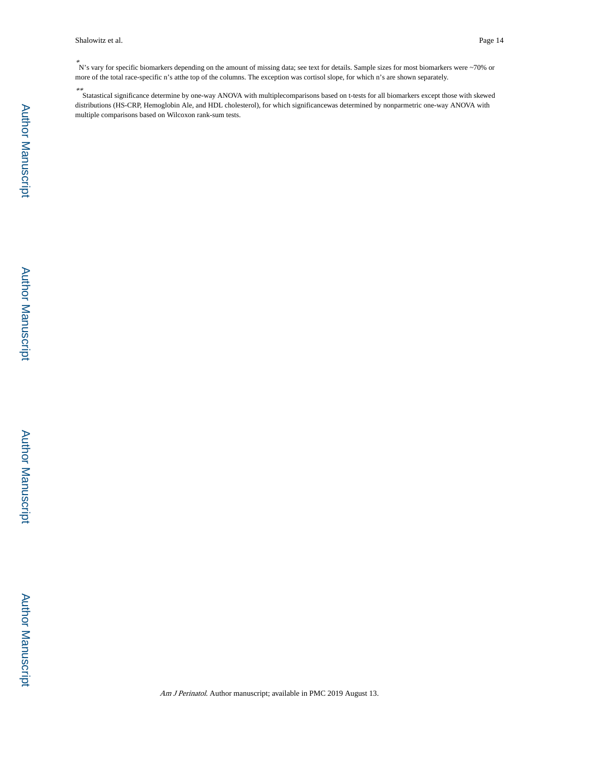*N's vary for specific biomarkers depending on the amount of missing data; see text for details. Sample sizes for most biomarkers were ~70% or more of the total race-specific n's atthe top of the columns. The exception was cortisol slope, for which n's are shown separately.

**Statastical significance determine by one-way ANOVA with multiplecomparisons based on t-tests for all biomarkers except those with skewed distributions (HS-CRP, Hemoglobin Ale, and HDL cholesterol), for which significancewas determined by nonparmetric one-way ANOVA with multiple comparisons based on Wilcoxon rank-sum tests.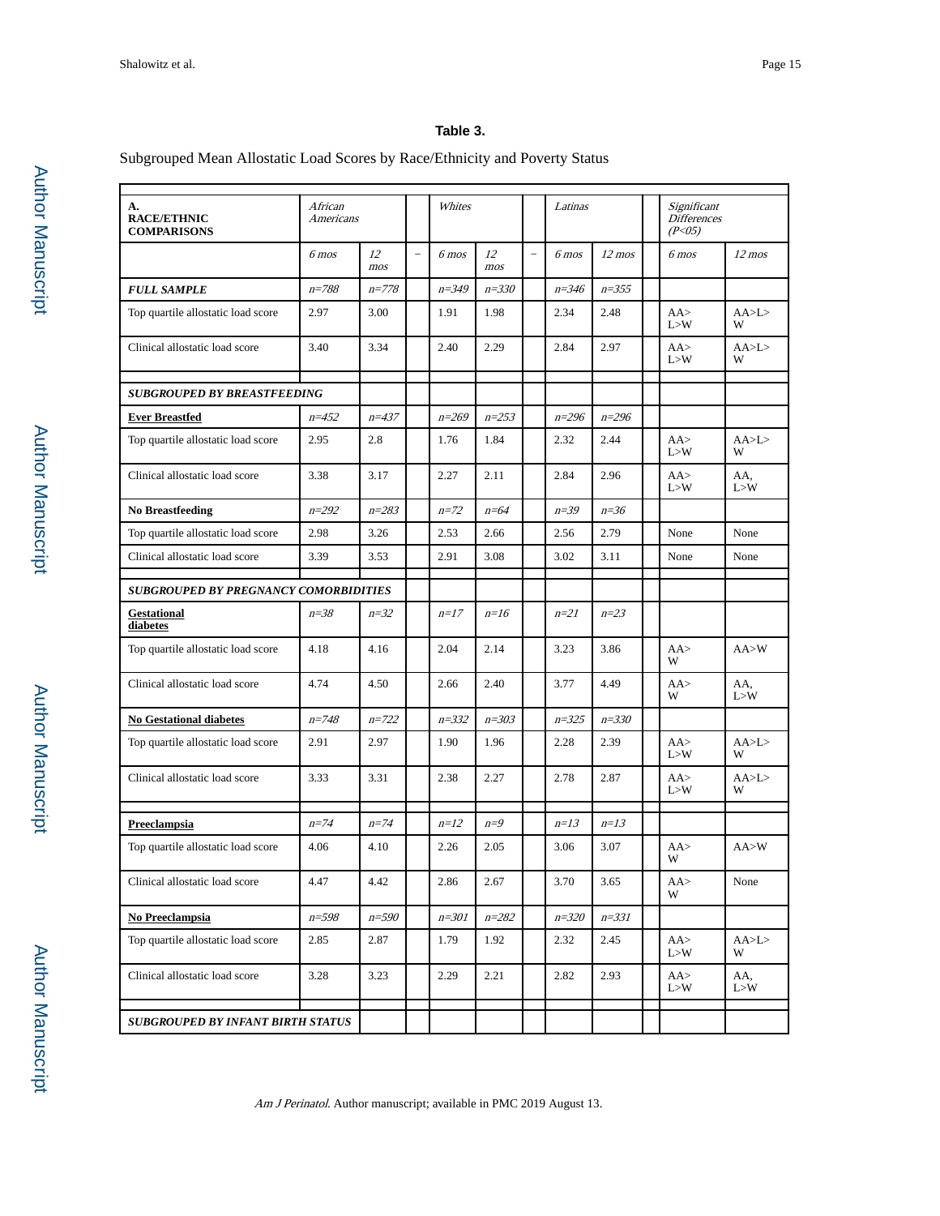**Table 3.**

Subgrouped Mean Allostatic Load Scores by Race/Ethnicity and Poverty Status

| **A. RACE/ETHNIC COMPARISONS** | *African Americans* | | | *Whites* | | | *Latinas* | | | *Significant Differences (P<05)* | |
|---|---|---|---|---|---|---|---|---|---|---|---|
| | *6 mos* | *12 mos* | – | *6 mos* | *12 mos* | – | *6 mos* | *12 mos* | | *6 mos* | *12 mos* |
| ***FULL SAMPLE*** | *n=788* | *n=778* | | *n=349* | *n=330* | | *n=346* | *n=355* | | | |
| Top quartile allostatic load score | 2.97 | 3.00 | | 1.91 | 1.98 | | 2.34 | 2.48 | | AA> L>W | AA>L> W |
| Clinical allostatic load score | 3.40 | 3.34 | | 2.40 | 2.29 | | 2.84 | 2.97 | | AA> L>W | AA>L> W |
| | | | | | | | | | | | |
| ***SUBGROUPED BY BREASTFEEDING*** | | | | | | | | | | | |
| **Ever Breastfed** | *n=452* | *n=437* | | *n=269* | *n=253* | | *n=296* | *n=296* | | | |
| Top quartile allostatic load score | 2.95 | 2.8 | | 1.76 | 1.84 | | 2.32 | 2.44 | | AA> L>W | AA>L> W |
| Clinical allostatic load score | 3.38 | 3.17 | | 2.27 | 2.11 | | 2.84 | 2.96 | | AA> L>W | AA, L>W |
| **No Breastfeeding** | *n=292* | *n=283* | | *n=72* | *n=64* | | *n=39* | *n=36* | | | |
| Top quartile allostatic load score | 2.98 | 3.26 | | 2.53 | 2.66 | | 2.56 | 2.79 | | None | None |
| Clinical allostatic load score | 3.39 | 3.53 | | 2.91 | 3.08 | | 3.02 | 3.11 | | None | None |
| | | | | | | | | | | | |
| ***SUBGROUPED BY PREGNANCY COMORBIDITIES*** | | | | | | | | | | | |
| **Gestational diabetes** | *n=38* | *n=32* | | *n=17* | *n=16* | | *n=21* | *n=23* | | | |
| Top quartile allostatic load score | 4.18 | 4.16 | | 2.04 | 2.14 | | 3.23 | 3.86 | | AA> W | AA>W |
| Clinical allostatic load score | 4.74 | 4.50 | | 2.66 | 2.40 | | 3.77 | 4.49 | | AA> W | AA, L>W |
| **No Gestational diabetes** | *n=748* | *n=722* | | *n=332* | *n=303* | | *n=325* | *n=330* | | | |
| Top quartile allostatic load score | 2.91 | 2.97 | | 1.90 | 1.96 | | 2.28 | 2.39 | | AA> L>W | AA>L> W |
| Clinical allostatic load score | 3.33 | 3.31 | | 2.38 | 2.27 | | 2.78 | 2.87 | | AA> L>W | AA>L> W |
| | | | | | | | | | | | |
| **Preeclampsia** | *n=74* | *n=74* | | *n=12* | *n=9* | | *n=13* | *n=13* | | | |
| Top quartile allostatic load score | 4.06 | 4.10 | | 2.26 | 2.05 | | 3.06 | 3.07 | | AA> W | AA>W |
| Clinical allostatic load score | 4.47 | 4.42 | | 2.86 | 2.67 | | 3.70 | 3.65 | | AA> W | None |
| **No Preeclampsia** | *n=598* | *n=590* | | *n=301* | *n=282* | | *n=320* | *n=331* | | | |
| Top quartile allostatic load score | 2.85 | 2.87 | | 1.79 | 1.92 | | 2.32 | 2.45 | | AA> L>W | AA>L> W |
| Clinical allostatic load score | 3.28 | 3.23 | | 2.29 | 2.21 | | 2.82 | 2.93 | | AA> L>W | AA, L>W |
| | | | | | | | | | | | |
| ***SUBGROUPED BY INFANT BIRTH STATUS*** | | | | | | | | | | | |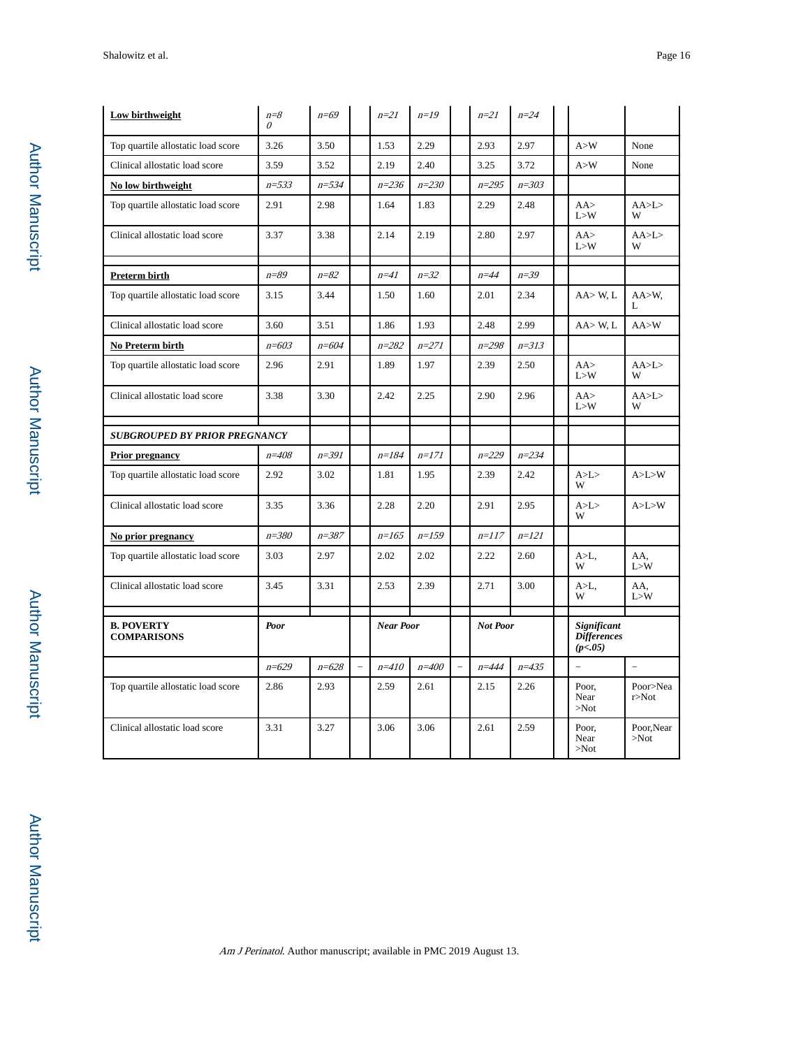| | | | | | | | | | | |
|---|---|---|---|---|---|---|---|---|---|---|
| **Low birthweight** | *n=80* | *n=69* | | *n=21* | *n=19* | | *n=21* | *n=24* | | | |
| Top quartile allostatic load score | 3.26 | 3.50 | | 1.53 | 2.29 | | 2.93 | 2.97 | | A>W | None |
| Clinical allostatic load score | 3.59 | 3.52 | | 2.19 | 2.40 | | 3.25 | 3.72 | | A>W | None |
| **No low birthweight** | *n=533* | *n=534* | | *n=236* | *n=230* | | *n=295* | *n=303* | | | |
| Top quartile allostatic load score | 2.91 | 2.98 | | 1.64 | 1.83 | | 2.29 | 2.48 | | AA> L>W | AA>L> W |
| Clinical allostatic load score | 3.37 | 3.38 | | 2.14 | 2.19 | | 2.80 | 2.97 | | AA> L>W | AA>L> W |
| | | | | | | | | | | | |
| **Preterm birth** | *n=89* | *n=82* | | *n=41* | *n=32* | | *n=44* | *n=39* | | | |
| Top quartile allostatic load score | 3.15 | 3.44 | | 1.50 | 1.60 | | 2.01 | 2.34 | | AA> W, L | AA>W, L |
| Clinical allostatic load score | 3.60 | 3.51 | | 1.86 | 1.93 | | 2.48 | 2.99 | | AA> W, L | AA>W |
| **No Preterm birth** | *n=603* | *n=604* | | *n=282* | *n=271* | | *n=298* | *n=313* | | | |
| Top quartile allostatic load score | 2.96 | 2.91 | | 1.89 | 1.97 | | 2.39 | 2.50 | | AA> L>W | AA>L> W |
| Clinical allostatic load score | 3.38 | 3.30 | | 2.42 | 2.25 | | 2.90 | 2.96 | | AA> L>W | AA>L> W |
| | | | | | | | | | | | |
| ***SUBGROUPED BY PRIOR PREGNANCY*** | | | | | | | | | | | |
| **Prior pregnancy** | *n=408* | *n=391* | | *n=184* | *n=171* | | *n=229* | *n=234* | | | |
| Top quartile allostatic load score | 2.92 | 3.02 | | 1.81 | 1.95 | | 2.39 | 2.42 | | A>L> W | A>L>W |
| Clinical allostatic load score | 3.35 | 3.36 | | 2.28 | 2.20 | | 2.91 | 2.95 | | A>L> W | A>L>W |
| **No prior pregnancy** | *n=380* | *n=387* | | *n=165* | *n=159* | | *n=117* | *n=121* | | | |
| Top quartile allostatic load score | 3.03 | 2.97 | | 2.02 | 2.02 | | 2.22 | 2.60 | | A>L, W | AA, L>W |
| Clinical allostatic load score | 3.45 | 3.31 | | 2.53 | 2.39 | | 2.71 | 3.00 | | A>L, W | AA, L>W |
| | | | | | | | | | | | |
| **B. POVERTY COMPARISONS** | ***Poor*** | | | ***Near Poor*** | | | ***Not Poor*** | | | ***Significant Differences (p<.05)*** | |
| | *n=629* | *n=628* | – | *n=410* | *n=400* | – | *n=444* | *n=435* | | – | – |
| Top quartile allostatic load score | 2.86 | 2.93 | | 2.59 | 2.61 | | 2.15 | 2.26 | | Poor, Near >Not | Poor>Near>Not |
| Clinical allostatic load score | 3.31 | 3.27 | | 3.06 | 3.06 | | 2.61 | 2.59 | | Poor, Near >Not | Poor,Near >Not |